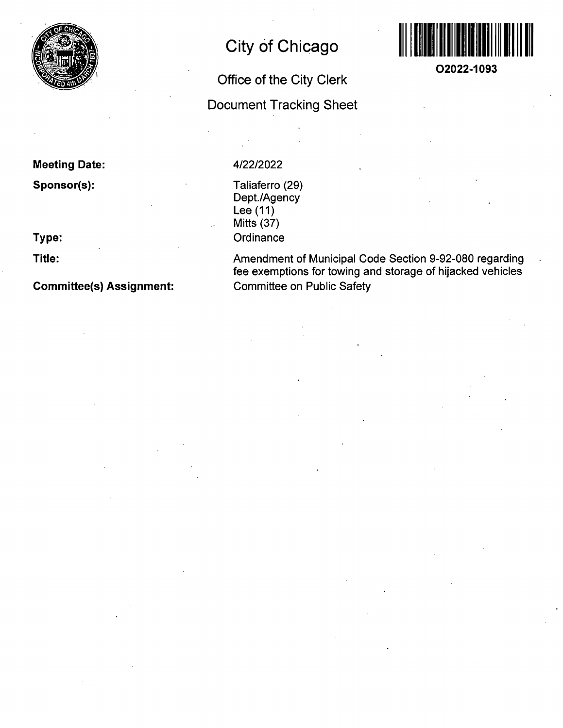# City of Chicago

## Office of the City Clerk

## Document Tracking Sheet

O2022-1093

**Meeting Date:** 4/22/2022

**Sponsor(s):** Taliaferro (29)
Dept./Agency
Lee (11)
Mitts (37)

**Type:** Ordinance

**Title:** Amendment of Municipal Code Section 9-92-080 regarding fee exemptions for towing and storage of hijacked vehicles

**Committee(s) Assignment:** Committee on Public Safety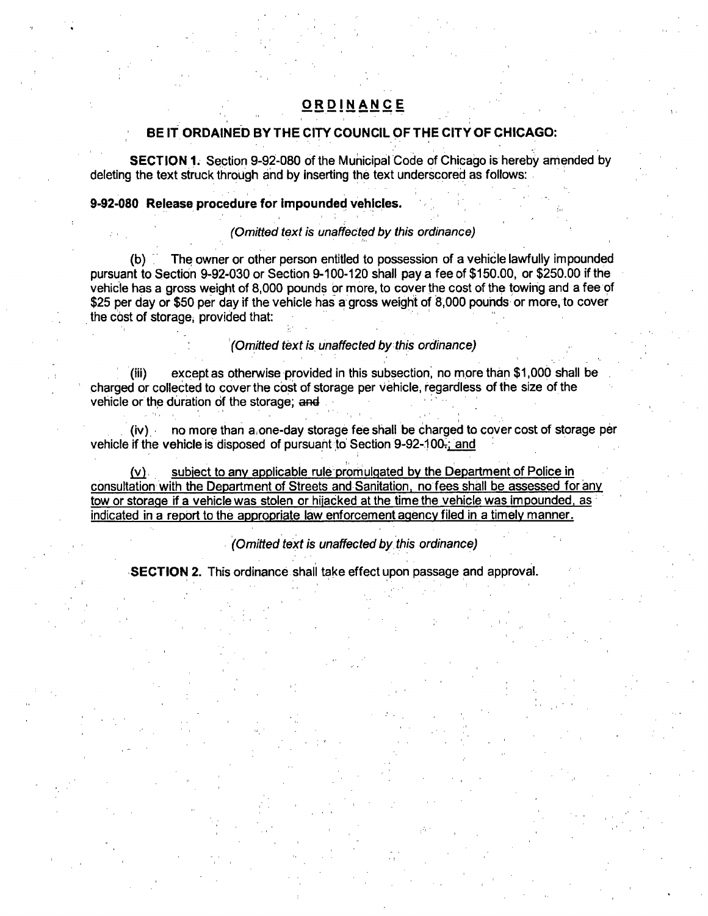# ORDINANCE

**BE IT ORDAINED BY THE CITY COUNCIL OF THE CITY OF CHICAGO:**

**SECTION 1.** Section 9-92-080 of the Municipal Code of Chicago is hereby amended by deleting the text struck through and by inserting the text underscored as follows:

**9-92-080 Release procedure for impounded vehicles.**

*(Omitted text is unaffected by this ordinance)*

(b) The owner or other person entitled to possession of a vehicle lawfully impounded pursuant to Section 9-92-030 or Section 9-100-120 shall pay a fee of $150.00, or $250.00 if the vehicle has a gross weight of 8,000 pounds or more, to cover the cost of the towing and a fee of $25 per day or $50 per day if the vehicle has a gross weight of 8,000 pounds or more, to cover the cost of storage, provided that:

*(Omitted text is unaffected by this ordinance)*

(iii) except as otherwise provided in this subsection, no more than $1,000 shall be charged or collected to cover the cost of storage per vehicle, regardless of the size of the vehicle or the duration of the storage; ~~and~~

(iv) no more than a one-day storage fee shall be charged to cover cost of storage per vehicle if the vehicle is disposed of pursuant to Section 9-92-100~~.~~<u>; and</u>

<u>(v) subject to any applicable rule promulgated by the Department of Police in consultation with the Department of Streets and Sanitation, no fees shall be assessed for any tow or storage if a vehicle was stolen or hijacked at the time the vehicle was impounded, as indicated in a report to the appropriate law enforcement agency filed in a timely manner.</u>

*(Omitted text is unaffected by this ordinance)*

**SECTION 2.** This ordinance shall take effect upon passage and approval.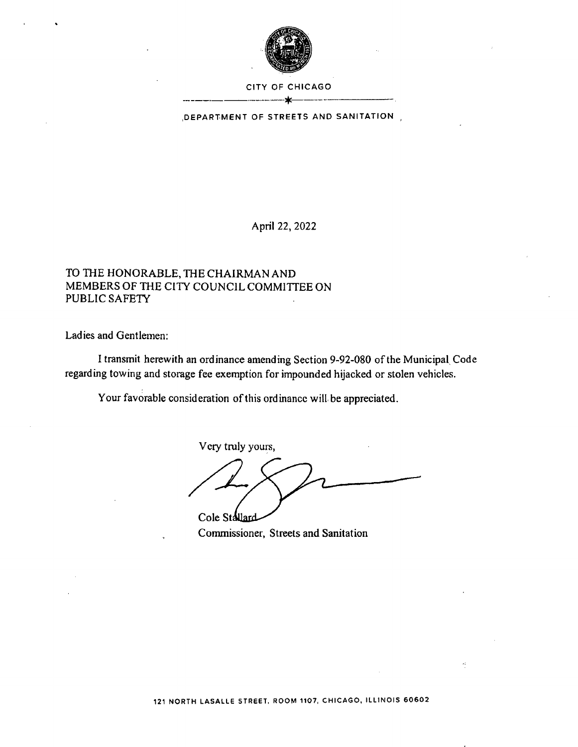CITY OF CHICAGO

DEPARTMENT OF STREETS AND SANITATION

April 22, 2022

TO THE HONORABLE, THE CHAIRMAN AND MEMBERS OF THE CITY COUNCIL COMMITTEE ON PUBLIC SAFETY

Ladies and Gentlemen:

I transmit herewith an ordinance amending Section 9-92-080 of the Municipal Code regarding towing and storage fee exemption for impounded hijacked or stolen vehicles.

Your favorable consideration of this ordinance will be appreciated.

Very truly yours,

Cole Stallard
Commissioner, Streets and Sanitation

121 NORTH LASALLE STREET, ROOM 1107, CHICAGO, ILLINOIS 60602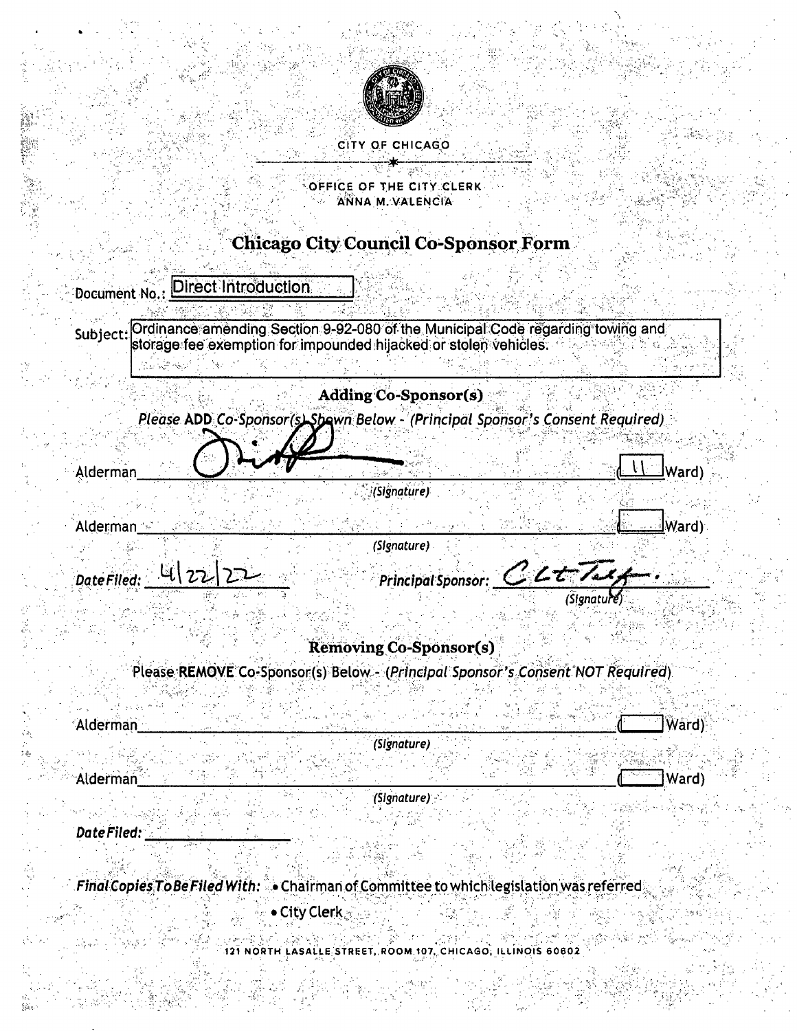CITY OF CHICAGO

OFFICE OF THE CITY CLERK
ANNA M. VALENCIA

# Chicago City Council Co-Sponsor Form

Document No.: Direct Introduction

Subject: Ordinance amending Section 9-92-080 of the Municipal Code regarding towing and storage fee exemption for impounded hijacked or stolen vehicles.

## Adding Co-Sponsor(s)

*Please* **ADD** *Co-Sponsor(s) Shown Below - (Principal Sponsor's Consent Required)*

Alderman ______________________________ (11 Ward)
(Signature)

Alderman ______________________________ (  Ward)
(Signature)

*Date Filed:* 4/22/22 *Principal Sponsor:* ______________________________
(Signature)

## Removing Co-Sponsor(s)

Please **REMOVE** Co-Sponsor(s) Below - (*Principal Sponsor's Consent NOT Required*)

Alderman ______________________________ (  Ward)
(Signature)

Alderman ______________________________ (  Ward)
(Signature)

*Date Filed:* ______________

*Final Copies To Be Filed With:*
- Chairman of Committee to which legislation was referred
- City Clerk

121 NORTH LASALLE STREET, ROOM 107, CHICAGO, ILLINOIS 60602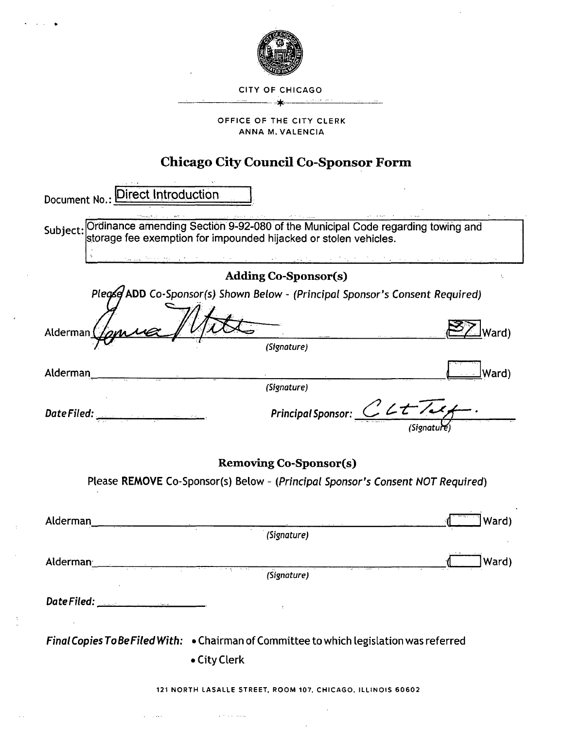CITY OF CHICAGO

OFFICE OF THE CITY CLERK
ANNA M. VALENCIA

# Chicago City Council Co-Sponsor Form

Document No.: Direct Introduction

Subject: Ordinance amending Section 9-92-080 of the Municipal Code regarding towing and storage fee exemption for impounded hijacked or stolen vehicles.

## Adding Co-Sponsor(s)

*Please* **ADD** *Co-Sponsor(s) Shown Below - (Principal Sponsor's Consent Required)*

Alderman ______ (37 Ward)
*(Signature)*

Alderman ______ ( Ward)
*(Signature)*

***Date Filed:*** ______ ***Principal Sponsor:*** ______
*(Signature)*

## Removing Co-Sponsor(s)

Please **REMOVE** Co-Sponsor(s) Below - (*Principal Sponsor's Consent NOT Required*)

Alderman ______ ( Ward)
*(Signature)*

Alderman ______ ( Ward)
*(Signature)*

***Date Filed:*** ______

***Final Copies To Be Filed With:***
- Chairman of Committee to which legislation was referred
- City Clerk

121 NORTH LASALLE STREET, ROOM 107, CHICAGO, ILLINOIS 60602